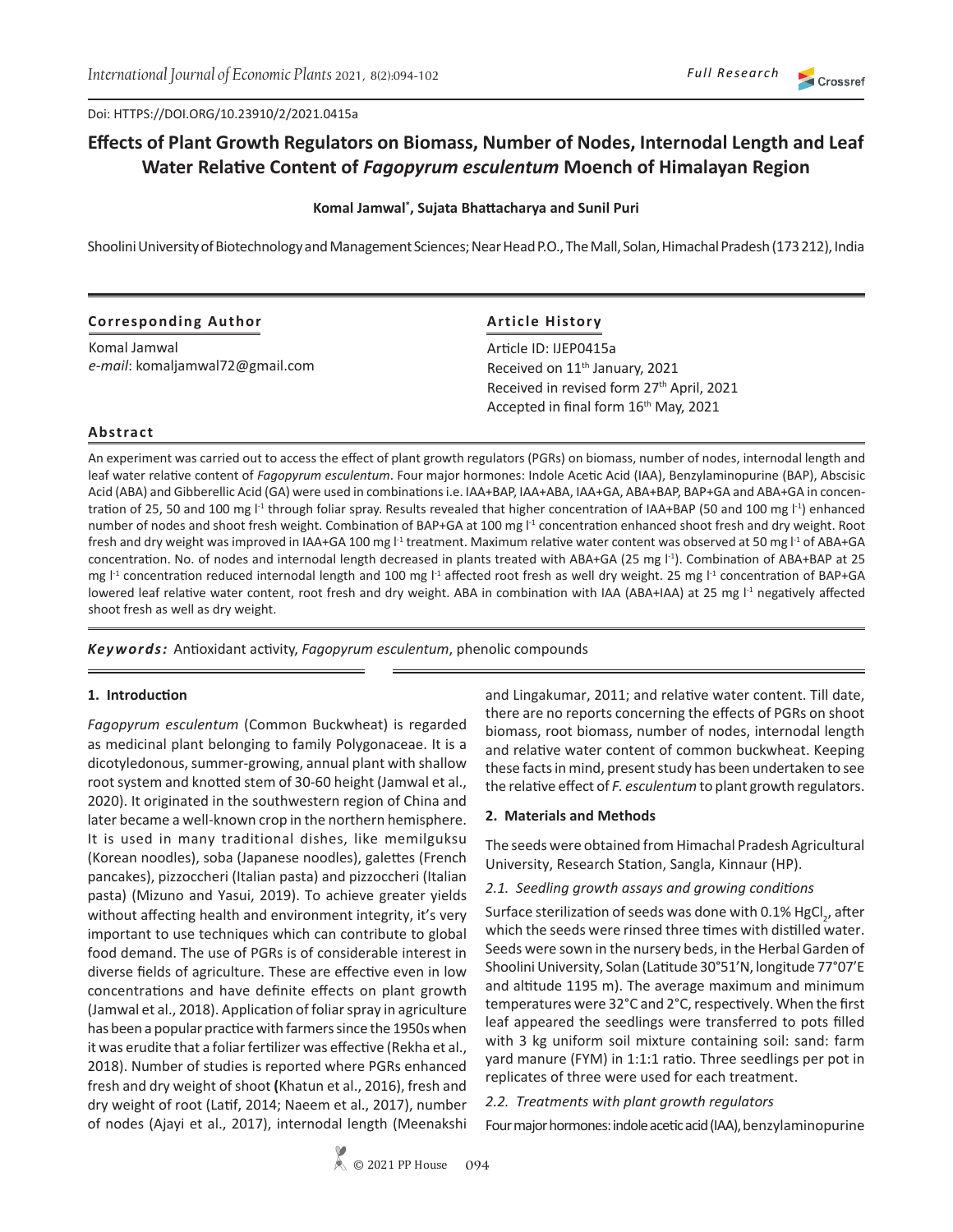Doi: HTTPS://DOI.ORG/10.23910/2/2021.0415a

# Effects of Plant Growth Regulators on Biomass, Number of Nodes, Internodal Length and Leaf Water Relative Content of *Fagopyrum esculentum* Moench of Himalayan Region

**Komal Jamwal*, Sujata Bhattacharya and Sunil Puri**

Shoolini University of Biotechnology and Management Sciences; Near Head P.O., The Mall, Solan, Himachal Pradesh (173 212), India

**Corresponding Author**

Komal Jamwal
*e-mail*: komaljamwal72@gmail.com

**Article History**

Article ID: IJEP0415a
Received on 11th January, 2021
Received in revised form 27th April, 2021
Accepted in final form 16th May, 2021

**Abstract**

An experiment was carried out to access the effect of plant growth regulators (PGRs) on biomass, number of nodes, internodal length and leaf water relative content of *Fagopyrum esculentum*. Four major hormones: Indole Acetic Acid (IAA), Benzylaminopurine (BAP), Abscisic Acid (ABA) and Gibberellic Acid (GA) were used in combinations i.e. IAA+BAP, IAA+ABA, IAA+GA, ABA+BAP, BAP+GA and ABA+GA in concentration of 25, 50 and 100 mg $l^{-1}$ through foliar spray. Results revealed that higher concentration of IAA+BAP (50 and 100 mg $l^{-1}$) enhanced number of nodes and shoot fresh weight. Combination of BAP+GA at 100 mg $l^{-1}$ concentration enhanced shoot fresh and dry weight. Root fresh and dry weight was improved in IAA+GA 100 mg $l^{-1}$ treatment. Maximum relative water content was observed at 50 mg $l^{-1}$ of ABA+GA concentration. No. of nodes and internodal length decreased in plants treated with ABA+GA (25 mg $l^{-1}$). Combination of ABA+BAP at 25 mg $l^{-1}$ concentration reduced internodal length and 100 mg $l^{-1}$ affected root fresh as well dry weight. 25 mg $l^{-1}$ concentration of BAP+GA lowered leaf relative water content, root fresh and dry weight. ABA in combination with IAA (ABA+IAA) at 25 mg $l^{-1}$ negatively affected shoot fresh as well as dry weight.

***Keywords:*** Antioxidant activity, *Fagopyrum esculentum*, phenolic compounds

## 1. Introduction

*Fagopyrum esculentum* (Common Buckwheat) is regarded as medicinal plant belonging to family Polygonaceae. It is a dicotyledonous, summer-growing, annual plant with shallow root system and knotted stem of 30-60 height (Jamwal et al., 2020). It originated in the southwestern region of China and later became a well-known crop in the northern hemisphere. It is used in many traditional dishes, like memilguksu (Korean noodles), soba (Japanese noodles), galettes (French pancakes), pizzoccheri (Italian pasta) and pizzoccheri (Italian pasta) (Mizuno and Yasui, 2019). To achieve greater yields without affecting health and environment integrity, it's very important to use techniques which can contribute to global food demand. The use of PGRs is of considerable interest in diverse fields of agriculture. These are effective even in low concentrations and have definite effects on plant growth (Jamwal et al., 2018). Application of foliar spray in agriculture has been a popular practice with farmers since the 1950s when it was erudite that a foliar fertilizer was effective (Rekha et al., 2018). Number of studies is reported where PGRs enhanced fresh and dry weight of shoot (Khatun et al., 2016), fresh and dry weight of root (Latif, 2014; Naeem et al., 2017), number of nodes (Ajayi et al., 2017), internodal length (Meenakshi and Lingakumar, 2011; and relative water content. Till date, there are no reports concerning the effects of PGRs on shoot biomass, root biomass, number of nodes, internodal length and relative water content of common buckwheat. Keeping these facts in mind, present study has been undertaken to see the relative effect of *F. esculentum* to plant growth regulators.

## 2. Materials and Methods

The seeds were obtained from Himachal Pradesh Agricultural University, Research Station, Sangla, Kinnaur (HP).

### 2.1. Seedling growth assays and growing conditions

Surface sterilization of seeds was done with 0.1% $HgCl_2$, after which the seeds were rinsed three times with distilled water. Seeds were sown in the nursery beds, in the Herbal Garden of Shoolini University, Solan (Latitude 30°51'N, longitude 77°07'E and altitude 1195 m). The average maximum and minimum temperatures were 32°C and 2°C, respectively. When the first leaf appeared the seedlings were transferred to pots filled with 3 kg uniform soil mixture containing soil: sand: farm yard manure (FYM) in 1:1:1 ratio. Three seedlings per pot in replicates of three were used for each treatment.

### 2.2. Treatments with plant growth regulators

Four major hormones: indole acetic acid (IAA), benzylaminopurine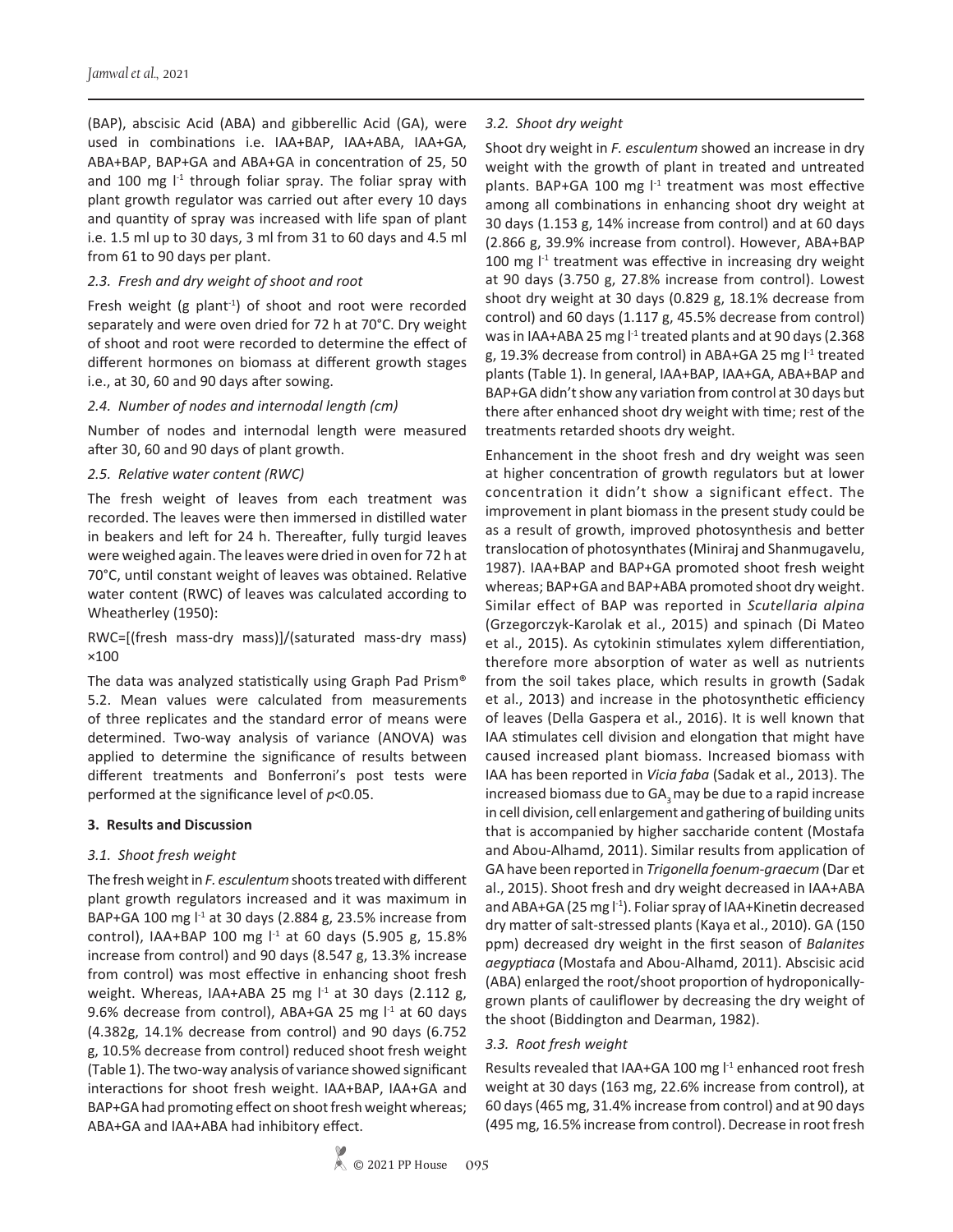(BAP), abscisic Acid (ABA) and gibberellic Acid (GA), were used in combinations i.e. IAA+BAP, IAA+ABA, IAA+GA, ABA+BAP, BAP+GA and ABA+GA in concentration of 25, 50 and 100 mg $l^{-1}$ through foliar spray. The foliar spray with plant growth regulator was carried out after every 10 days and quantity of spray was increased with life span of plant i.e. 1.5 ml up to 30 days, 3 ml from 31 to 60 days and 4.5 ml from 61 to 90 days per plant.

### *2.3. Fresh and dry weight of shoot and root*

Fresh weight (g $plant^{-1}$) of shoot and root were recorded separately and were oven dried for 72 h at 70°C. Dry weight of shoot and root were recorded to determine the effect of different hormones on biomass at different growth stages i.e., at 30, 60 and 90 days after sowing.

### *2.4. Number of nodes and internodal length (cm)*

Number of nodes and internodal length were measured after 30, 60 and 90 days of plant growth.

### *2.5. Relative water content (RWC)*

The fresh weight of leaves from each treatment was recorded. The leaves were then immersed in distilled water in beakers and left for 24 h. Thereafter, fully turgid leaves were weighed again. The leaves were dried in oven for 72 h at 70°C, until constant weight of leaves was obtained. Relative water content (RWC) of leaves was calculated according to Wheatherley (1950):

$$RWC=[(\text{fresh mass}-\text{dry mass})]/(\text{saturated mass}-\text{dry mass})\times 100$$

The data was analyzed statistically using Graph Pad Prism® 5.2. Mean values were calculated from measurements of three replicates and the standard error of means were determined. Two-way analysis of variance (ANOVA) was applied to determine the significance of results between different treatments and Bonferroni's post tests were performed at the significance level of $p<0.05$.

## **3. Results and Discussion**

### *3.1. Shoot fresh weight*

The fresh weight in *F. esculentum* shoots treated with different plant growth regulators increased and it was maximum in BAP+GA 100 mg $l^{-1}$ at 30 days (2.884 g, 23.5% increase from control), IAA+BAP 100 mg $l^{-1}$ at 60 days (5.905 g, 15.8% increase from control) and 90 days (8.547 g, 13.3% increase from control) was most effective in enhancing shoot fresh weight. Whereas, IAA+ABA 25 mg $l^{-1}$ at 30 days (2.112 g, 9.6% decrease from control), ABA+GA 25 mg $l^{-1}$ at 60 days (4.382g, 14.1% decrease from control) and 90 days (6.752 g, 10.5% decrease from control) reduced shoot fresh weight (Table 1). The two-way analysis of variance showed significant interactions for shoot fresh weight. IAA+BAP, IAA+GA and BAP+GA had promoting effect on shoot fresh weight whereas; ABA+GA and IAA+ABA had inhibitory effect.

### *3.2. Shoot dry weight*

Shoot dry weight in *F. esculentum* showed an increase in dry weight with the growth of plant in treated and untreated plants. BAP+GA 100 mg $l^{-1}$ treatment was most effective among all combinations in enhancing shoot dry weight at 30 days (1.153 g, 14% increase from control) and at 60 days (2.866 g, 39.9% increase from control). However, ABA+BAP 100 mg $l^{-1}$ treatment was effective in increasing dry weight at 90 days (3.750 g, 27.8% increase from control). Lowest shoot dry weight at 30 days (0.829 g, 18.1% decrease from control) and 60 days (1.117 g, 45.5% decrease from control) was in IAA+ABA 25 mg $l^{-1}$ treated plants and at 90 days (2.368 g, 19.3% decrease from control) in ABA+GA 25 mg $l^{-1}$ treated plants (Table 1). In general, IAA+BAP, IAA+GA, ABA+BAP and BAP+GA didn't show any variation from control at 30 days but there after enhanced shoot dry weight with time; rest of the treatments retarded shoots dry weight.

Enhancement in the shoot fresh and dry weight was seen at higher concentration of growth regulators but at lower concentration it didn't show a significant effect. The improvement in plant biomass in the present study could be as a result of growth, improved photosynthesis and better translocation of photosynthates (Miniraj and Shanmugavelu, 1987). IAA+BAP and BAP+GA promoted shoot fresh weight whereas; BAP+GA and BAP+ABA promoted shoot dry weight. Similar effect of BAP was reported in *Scutellaria alpina* (Grzegorczyk-Karolak et al., 2015) and spinach (Di Mateo et al., 2015). As cytokinin stimulates xylem differentiation, therefore more absorption of water as well as nutrients from the soil takes place, which results in growth (Sadak et al., 2013) and increase in the photosynthetic efficiency of leaves (Della Gaspera et al., 2016). It is well known that IAA stimulates cell division and elongation that might have caused increased plant biomass. Increased biomass with IAA has been reported in *Vicia faba* (Sadak et al., 2013). The increased biomass due to $GA_3$ may be due to a rapid increase in cell division, cell enlargement and gathering of building units that is accompanied by higher saccharide content (Mostafa and Abou-Alhamd, 2011). Similar results from application of GA have been reported in *Trigonella foenum-graecum* (Dar et al., 2015). Shoot fresh and dry weight decreased in IAA+ABA and ABA+GA (25 mg $l^{-1}$). Foliar spray of IAA+Kinetin decreased dry matter of salt-stressed plants (Kaya et al., 2010). GA (150 ppm) decreased dry weight in the first season of *Balanites aegyptiaca* (Mostafa and Abou-Alhamd, 2011). Abscisic acid (ABA) enlarged the root/shoot proportion of hydroponically-grown plants of cauliflower by decreasing the dry weight of the shoot (Biddington and Dearman, 1982).

### *3.3. Root fresh weight*

Results revealed that IAA+GA 100 mg $l^{-1}$ enhanced root fresh weight at 30 days (163 mg, 22.6% increase from control), at 60 days (465 mg, 31.4% increase from control) and at 90 days (495 mg, 16.5% increase from control). Decrease in root fresh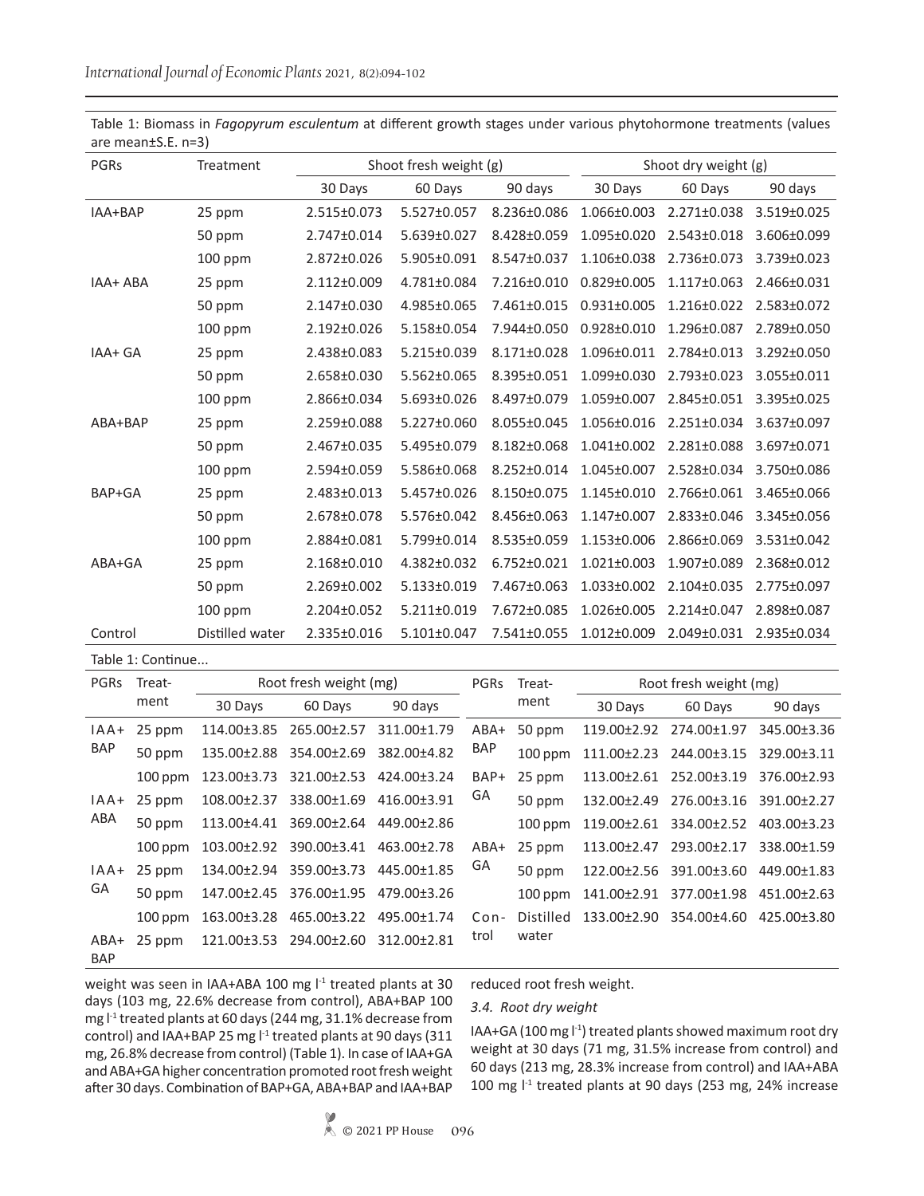Table 1: Biomass in *Fagopyrum esculentum* at different growth stages under various phytohormone treatments (values are mean±S.E. n=3)

| PGRs | Treatment | Shoot fresh weight (g) | | | Shoot dry weight (g) | | |
|---|---|---|---|---|---|---|---|
| | | 30 Days | 60 Days | 90 days | 30 Days | 60 Days | 90 days |
| IAA+BAP | 25 ppm | 2.515±0.073 | 5.527±0.057 | 8.236±0.086 | 1.066±0.003 | 2.271±0.038 | 3.519±0.025 |
| | 50 ppm | 2.747±0.014 | 5.639±0.027 | 8.428±0.059 | 1.095±0.020 | 2.543±0.018 | 3.606±0.099 |
| | 100 ppm | 2.872±0.026 | 5.905±0.091 | 8.547±0.037 | 1.106±0.038 | 2.736±0.073 | 3.739±0.023 |
| IAA+ ABA | 25 ppm | 2.112±0.009 | 4.781±0.084 | 7.216±0.010 | 0.829±0.005 | 1.117±0.063 | 2.466±0.031 |
| | 50 ppm | 2.147±0.030 | 4.985±0.065 | 7.461±0.015 | 0.931±0.005 | 1.216±0.022 | 2.583±0.072 |
| | 100 ppm | 2.192±0.026 | 5.158±0.054 | 7.944±0.050 | 0.928±0.010 | 1.296±0.087 | 2.789±0.050 |
| IAA+ GA | 25 ppm | 2.438±0.083 | 5.215±0.039 | 8.171±0.028 | 1.096±0.011 | 2.784±0.013 | 3.292±0.050 |
| | 50 ppm | 2.658±0.030 | 5.562±0.065 | 8.395±0.051 | 1.099±0.030 | 2.793±0.023 | 3.055±0.011 |
| | 100 ppm | 2.866±0.034 | 5.693±0.026 | 8.497±0.079 | 1.059±0.007 | 2.845±0.051 | 3.395±0.025 |
| ABA+BAP | 25 ppm | 2.259±0.088 | 5.227±0.060 | 8.055±0.045 | 1.056±0.016 | 2.251±0.034 | 3.637±0.097 |
| | 50 ppm | 2.467±0.035 | 5.495±0.079 | 8.182±0.068 | 1.041±0.002 | 2.281±0.088 | 3.697±0.071 |
| | 100 ppm | 2.594±0.059 | 5.586±0.068 | 8.252±0.014 | 1.045±0.007 | 2.528±0.034 | 3.750±0.086 |
| BAP+GA | 25 ppm | 2.483±0.013 | 5.457±0.026 | 8.150±0.075 | 1.145±0.010 | 2.766±0.061 | 3.465±0.066 |
| | 50 ppm | 2.678±0.078 | 5.576±0.042 | 8.456±0.063 | 1.147±0.007 | 2.833±0.046 | 3.345±0.056 |
| | 100 ppm | 2.884±0.081 | 5.799±0.014 | 8.535±0.059 | 1.153±0.006 | 2.866±0.069 | 3.531±0.042 |
| ABA+GA | 25 ppm | 2.168±0.010 | 4.382±0.032 | 6.752±0.021 | 1.021±0.003 | 1.907±0.089 | 2.368±0.012 |
| | 50 ppm | 2.269±0.002 | 5.133±0.019 | 7.467±0.063 | 1.033±0.002 | 2.104±0.035 | 2.775±0.097 |
| | 100 ppm | 2.204±0.052 | 5.211±0.019 | 7.672±0.085 | 1.026±0.005 | 2.214±0.047 | 2.898±0.087 |
| Control | Distilled water | 2.335±0.016 | 5.101±0.047 | 7.541±0.055 | 1.012±0.009 | 2.049±0.031 | 2.935±0.034 |

Table 1: Continue...

| PGRs | Treatment | Root fresh weight (mg) | | | PGRs | Treatment | Root fresh weight (mg) | | |
|---|---|---|---|---|---|---|---|---|---|
| | | 30 Days | 60 Days | 90 days | | | 30 Days | 60 Days | 90 days |
| IAA+BAP | 25 ppm | 114.00±3.85 | 265.00±2.57 | 311.00±1.79 | ABA+BAP | 50 ppm | 119.00±2.92 | 274.00±1.97 | 345.00±3.36 |
| | 50 ppm | 135.00±2.88 | 354.00±2.69 | 382.00±4.82 | | 100 ppm | 111.00±2.23 | 244.00±3.15 | 329.00±3.11 |
| | 100 ppm | 123.00±3.73 | 321.00±2.53 | 424.00±3.24 | BAP+GA | 25 ppm | 113.00±2.61 | 252.00±3.19 | 376.00±2.93 |
| IAA+ABA | 25 ppm | 108.00±2.37 | 338.00±1.69 | 416.00±3.91 | | 50 ppm | 132.00±2.49 | 276.00±3.16 | 391.00±2.27 |
| | 50 ppm | 113.00±4.41 | 369.00±2.64 | 449.00±2.86 | | 100 ppm | 119.00±2.61 | 334.00±2.52 | 403.00±3.23 |
| | 100 ppm | 103.00±2.92 | 390.00±3.41 | 463.00±2.78 | ABA+GA | 25 ppm | 113.00±2.47 | 293.00±2.17 | 338.00±1.59 |
| IAA+GA | 25 ppm | 134.00±2.94 | 359.00±3.73 | 445.00±1.85 | | 50 ppm | 122.00±2.56 | 391.00±3.60 | 449.00±1.83 |
| | 50 ppm | 147.00±2.45 | 376.00±1.95 | 479.00±3.26 | | 100 ppm | 141.00±2.91 | 377.00±1.98 | 451.00±2.63 |
| | 100 ppm | 163.00±3.28 | 465.00±3.22 | 495.00±1.74 | Control | Distilled water | 133.00±2.90 | 354.00±4.60 | 425.00±3.80 |
| ABA+BAP | 25 ppm | 121.00±3.53 | 294.00±2.60 | 312.00±2.81 | | | | | |

weight was seen in IAA+ABA 100 mg l$^{-1}$ treated plants at 30 days (103 mg, 22.6% decrease from control), ABA+BAP 100 mg l$^{-1}$ treated plants at 60 days (244 mg, 31.1% decrease from control) and IAA+BAP 25 mg l$^{-1}$ treated plants at 90 days (311 mg, 26.8% decrease from control) (Table 1). In case of IAA+GA and ABA+GA higher concentration promoted root fresh weight after 30 days. Combination of BAP+GA, ABA+BAP and IAA+BAP reduced root fresh weight.

### 3.4. Root dry weight

IAA+GA (100 mg l$^{-1}$) treated plants showed maximum root dry weight at 30 days (71 mg, 31.5% increase from control) and 60 days (213 mg, 28.3% increase from control) and IAA+ABA 100 mg l$^{-1}$ treated plants at 90 days (253 mg, 24% increase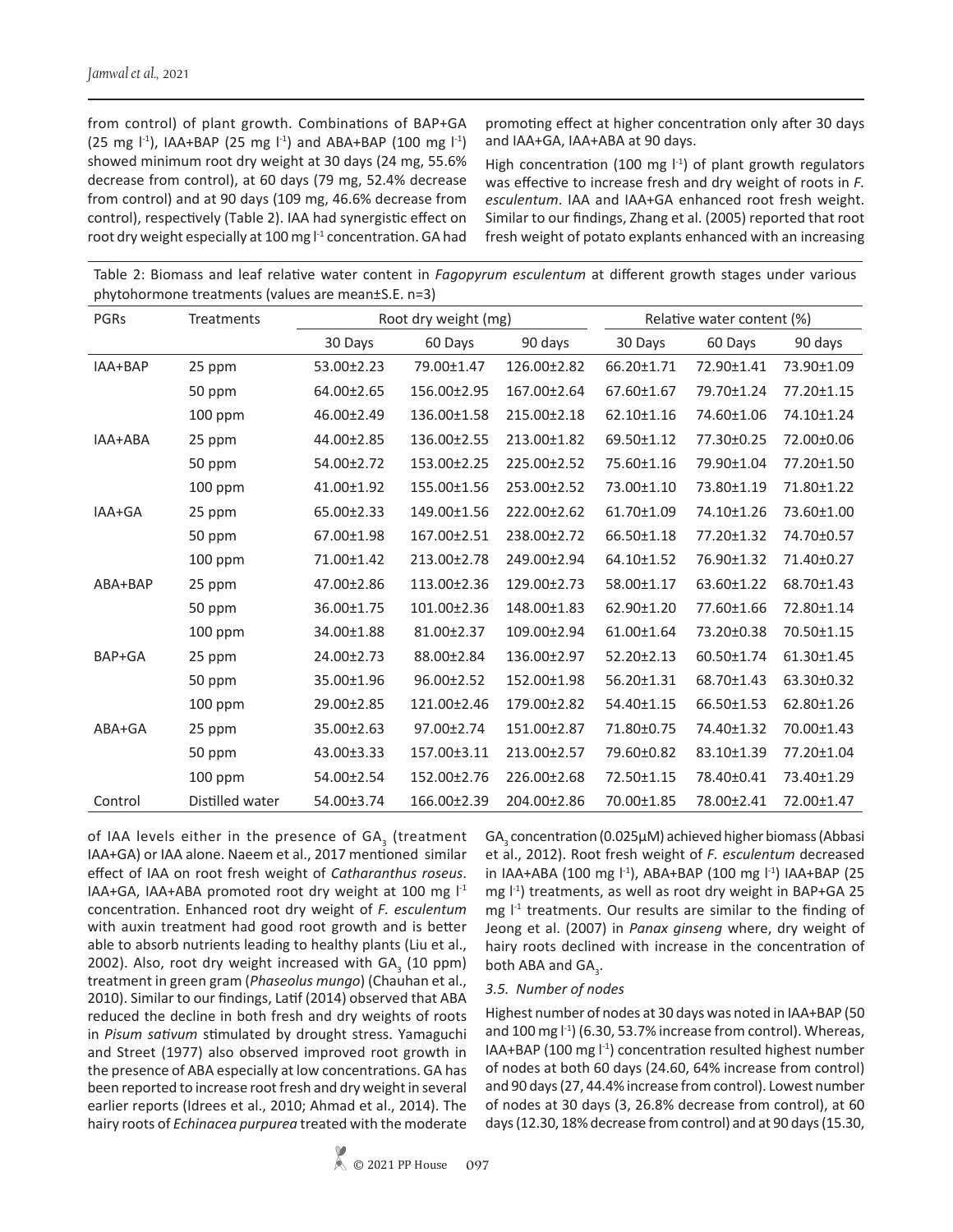from control) of plant growth. Combinations of BAP+GA (25 mg $l^{-1}$), IAA+BAP (25 mg $l^{-1}$) and ABA+BAP (100 mg $l^{-1}$) showed minimum root dry weight at 30 days (24 mg, 55.6% decrease from control), at 60 days (79 mg, 52.4% decrease from control) and at 90 days (109 mg, 46.6% decrease from control), respectively (Table 2). IAA had synergistic effect on root dry weight especially at 100 mg $l^{-1}$ concentration. GA had promoting effect at higher concentration only after 30 days and IAA+GA, IAA+ABA at 90 days.

High concentration (100 mg $l^{-1}$) of plant growth regulators was effective to increase fresh and dry weight of roots in *F. esculentum*. IAA and IAA+GA enhanced root fresh weight. Similar to our findings, Zhang et al. (2005) reported that root fresh weight of potato explants enhanced with an increasing of IAA levels either in the presence of $GA_3$ (treatment IAA+GA) or IAA alone. Naeem et al., 2017 mentioned similar effect of IAA on root fresh weight of *Catharanthus roseus*. IAA+GA, IAA+ABA promoted root dry weight at 100 mg $l^{-1}$ concentration. Enhanced root dry weight of *F. esculentum* with auxin treatment had good root growth and is better able to absorb nutrients leading to healthy plants (Liu et al., 2002). Also, root dry weight increased with $GA_3$ (10 ppm) treatment in green gram (*Phaseolus mungo*) (Chauhan et al., 2010). Similar to our findings, Latif (2014) observed that ABA reduced the decline in both fresh and dry weights of roots in *Pisum sativum* stimulated by drought stress. Yamaguchi and Street (1977) also observed improved root growth in the presence of ABA especially at low concentrations. GA has been reported to increase root fresh and dry weight in several earlier reports (Idrees et al., 2010; Ahmad et al., 2014). The hairy roots of *Echinacea purpurea* treated with the moderate $GA_3$ concentration (0.025µM) achieved higher biomass (Abbasi et al., 2012). Root fresh weight of *F. esculentum* decreased in IAA+ABA (100 mg $l^{-1}$), ABA+BAP (100 mg $l^{-1}$) IAA+BAP (25 mg $l^{-1}$) treatments, as well as root dry weight in BAP+GA 25 mg $l^{-1}$ treatments. Our results are similar to the finding of Jeong et al. (2007) in *Panax ginseng* where, dry weight of hairy roots declined with increase in the concentration of both ABA and $GA_3$.

Table 2: Biomass and leaf relative water content in *Fagopyrum esculentum* at different growth stages under various phytohormone treatments (values are mean±S.E. n=3)

| PGRs | Treatments | Root dry weight (mg) | | | Relative water content (%) | | |
|---|---|---|---|---|---|---|---|
| | | 30 Days | 60 Days | 90 days | 30 Days | 60 Days | 90 days |
| IAA+BAP | 25 ppm | 53.00±2.23 | 79.00±1.47 | 126.00±2.82 | 66.20±1.71 | 72.90±1.41 | 73.90±1.09 |
| | 50 ppm | 64.00±2.65 | 156.00±2.95 | 167.00±2.64 | 67.60±1.67 | 79.70±1.24 | 77.20±1.15 |
| | 100 ppm | 46.00±2.49 | 136.00±1.58 | 215.00±2.18 | 62.10±1.16 | 74.60±1.06 | 74.10±1.24 |
| IAA+ABA | 25 ppm | 44.00±2.85 | 136.00±2.55 | 213.00±1.82 | 69.50±1.12 | 77.30±0.25 | 72.00±0.06 |
| | 50 ppm | 54.00±2.72 | 153.00±2.25 | 225.00±2.52 | 75.60±1.16 | 79.90±1.04 | 77.20±1.50 |
| | 100 ppm | 41.00±1.92 | 155.00±1.56 | 253.00±2.52 | 73.00±1.10 | 73.80±1.19 | 71.80±1.22 |
| IAA+GA | 25 ppm | 65.00±2.33 | 149.00±1.56 | 222.00±2.62 | 61.70±1.09 | 74.10±1.26 | 73.60±1.00 |
| | 50 ppm | 67.00±1.98 | 167.00±2.51 | 238.00±2.72 | 66.50±1.18 | 77.20±1.32 | 74.70±0.57 |
| | 100 ppm | 71.00±1.42 | 213.00±2.78 | 249.00±2.94 | 64.10±1.52 | 76.90±1.32 | 71.40±0.27 |
| ABA+BAP | 25 ppm | 47.00±2.86 | 113.00±2.36 | 129.00±2.73 | 58.00±1.17 | 63.60±1.22 | 68.70±1.43 |
| | 50 ppm | 36.00±1.75 | 101.00±2.36 | 148.00±1.83 | 62.90±1.20 | 77.60±1.66 | 72.80±1.14 |
| | 100 ppm | 34.00±1.88 | 81.00±2.37 | 109.00±2.94 | 61.00±1.64 | 73.20±0.38 | 70.50±1.15 |
| BAP+GA | 25 ppm | 24.00±2.73 | 88.00±2.84 | 136.00±2.97 | 52.20±2.13 | 60.50±1.74 | 61.30±1.45 |
| | 50 ppm | 35.00±1.96 | 96.00±2.52 | 152.00±1.98 | 56.20±1.31 | 68.70±1.43 | 63.30±0.32 |
| | 100 ppm | 29.00±2.85 | 121.00±2.46 | 179.00±2.82 | 54.40±1.15 | 66.50±1.53 | 62.80±1.26 |
| ABA+GA | 25 ppm | 35.00±2.63 | 97.00±2.74 | 151.00±2.87 | 71.80±0.75 | 74.40±1.32 | 70.00±1.43 |
| | 50 ppm | 43.00±3.33 | 157.00±3.11 | 213.00±2.57 | 79.60±0.82 | 83.10±1.39 | 77.20±1.04 |
| | 100 ppm | 54.00±2.54 | 152.00±2.76 | 226.00±2.68 | 72.50±1.15 | 78.40±0.41 | 73.40±1.29 |
| Control | Distilled water | 54.00±3.74 | 166.00±2.39 | 204.00±2.86 | 70.00±1.85 | 78.00±2.41 | 72.00±1.47 |

### 3.5. Number of nodes

Highest number of nodes at 30 days was noted in IAA+BAP (50 and 100 mg $l^{-1}$) (6.30, 53.7% increase from control). Whereas, IAA+BAP (100 mg $l^{-1}$) concentration resulted highest number of nodes at both 60 days (24.60, 64% increase from control) and 90 days (27, 44.4% increase from control). Lowest number of nodes at 30 days (3, 26.8% decrease from control), at 60 days (12.30, 18% decrease from control) and at 90 days (15.30,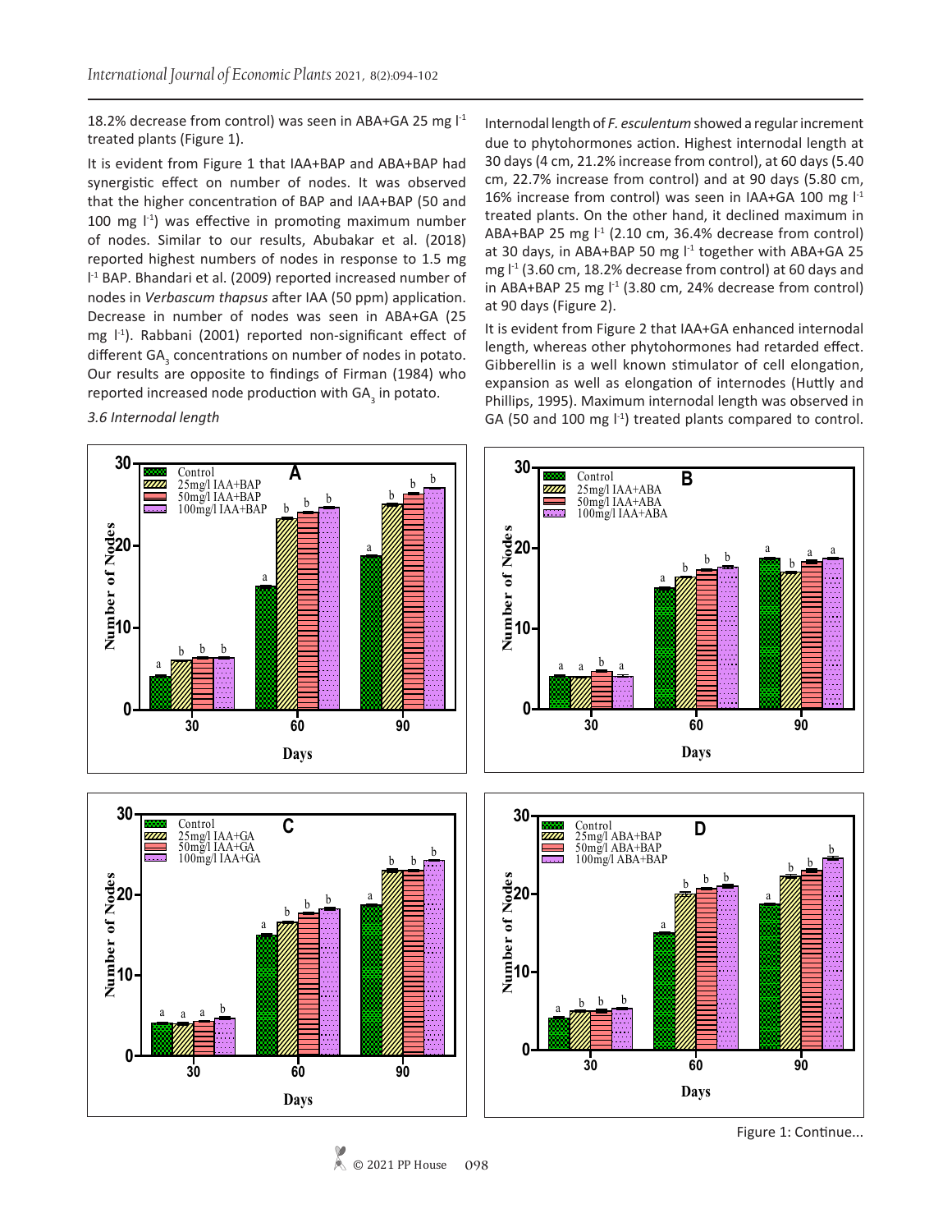18.2% decrease from control) was seen in ABA+GA 25 mg $l^{-1}$ treated plants (Figure 1).

It is evident from Figure 1 that IAA+BAP and ABA+BAP had synergistic effect on number of nodes. It was observed that the higher concentration of BAP and IAA+BAP (50 and 100 mg $l^{-1}$) was effective in promoting maximum number of nodes. Similar to our results, Abubakar et al. (2018) reported highest numbers of nodes in response to 1.5 mg $l^{-1}$ BAP. Bhandari et al. (2009) reported increased number of nodes in *Verbascum thapsus* after IAA (50 ppm) application. Decrease in number of nodes was seen in ABA+GA (25 mg $l^{-1}$). Rabbani (2001) reported non-significant effect of different $GA_3$ concentrations on number of nodes in potato. Our results are opposite to findings of Firman (1984) who reported increased node production with $GA_3$ in potato.

*3.6 Internodal length*

Internodal length of *F. esculentum* showed a regular increment due to phytohormones action. Highest internodal length at 30 days (4 cm, 21.2% increase from control), at 60 days (5.40 cm, 22.7% increase from control) and at 90 days (5.80 cm, 16% increase from control) was seen in IAA+GA 100 mg $l^{-1}$ treated plants. On the other hand, it declined maximum in ABA+BAP 25 mg $l^{-1}$ (2.10 cm, 36.4% decrease from control) at 30 days, in ABA+BAP 50 mg $l^{-1}$ together with ABA+GA 25 mg $l^{-1}$ (3.60 cm, 18.2% decrease from control) at 60 days and in ABA+BAP 25 mg $l^{-1}$ (3.80 cm, 24% decrease from control) at 90 days (Figure 2).

It is evident from Figure 2 that IAA+GA enhanced internodal length, whereas other phytohormones had retarded effect. Gibberellin is a well known stimulator of cell elongation, expansion as well as elongation of internodes (Huttly and Phillips, 1995). Maximum internodal length was observed in GA (50 and 100 mg $l^{-1}$) treated plants compared to control.

Figure 1: Continue...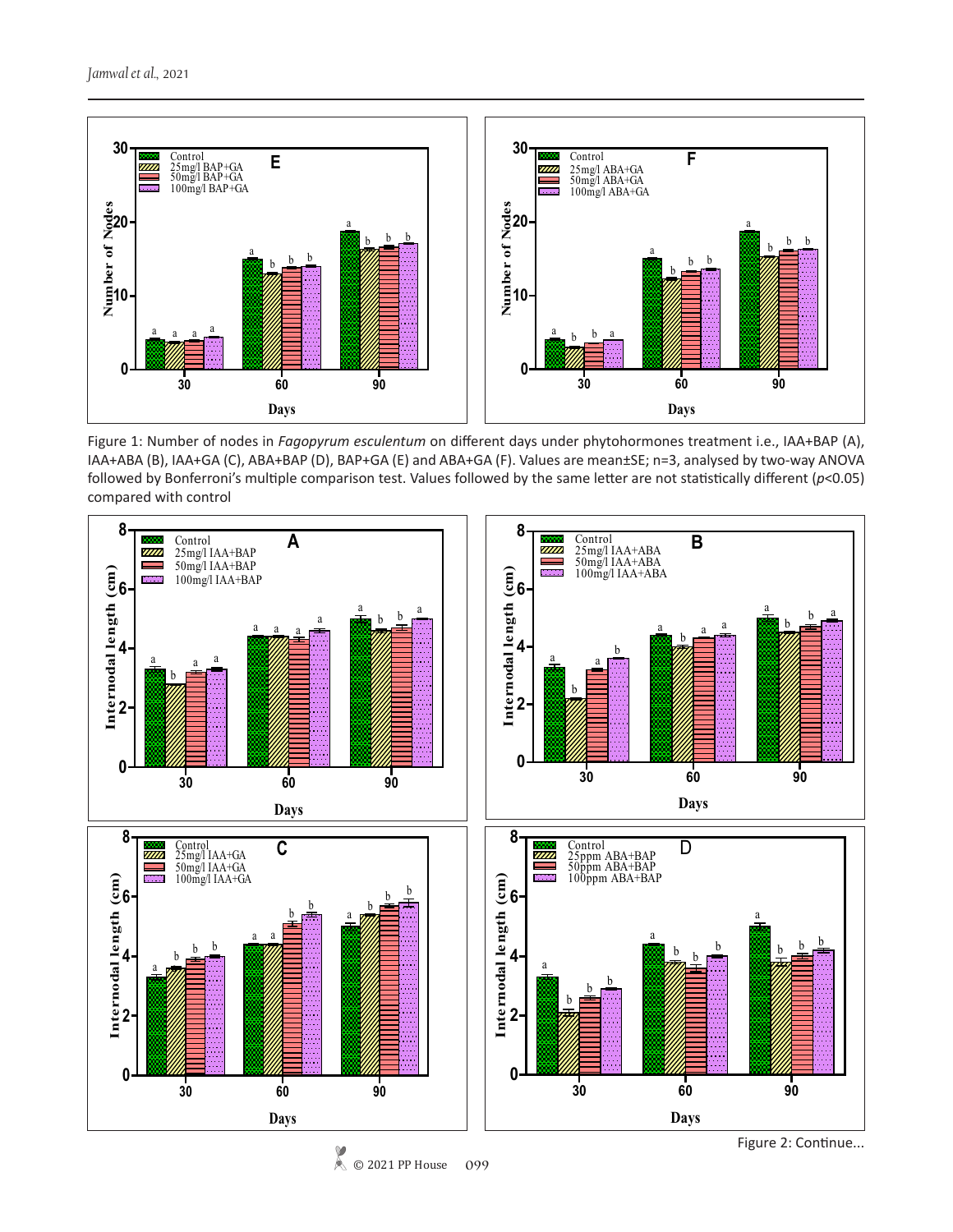Figure 1: Number of nodes in *Fagopyrum esculentum* on different days under phytohormones treatment i.e., IAA+BAP (A), IAA+ABA (B), IAA+GA (C), ABA+BAP (D), BAP+GA (E) and ABA+GA (F). Values are mean±SE; n=3, analysed by two-way ANOVA followed by Bonferroni's multiple comparison test. Values followed by the same letter are not statistically different ($p$<0.05) compared with control

Figure 2: Continue...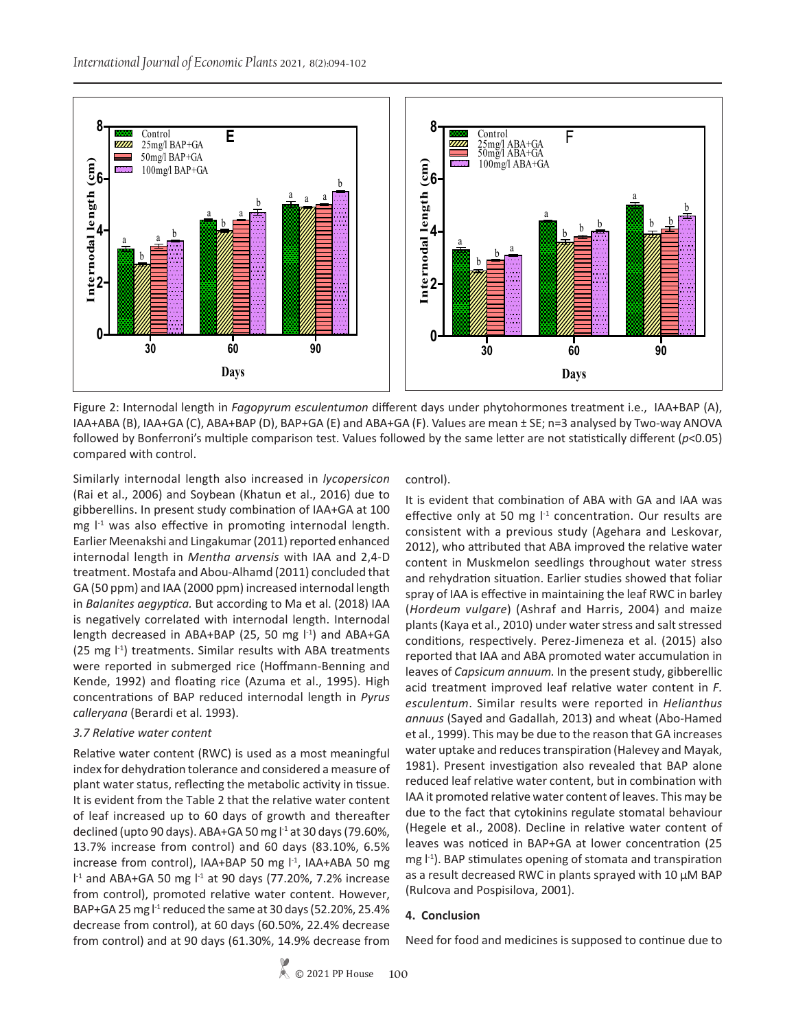Figure 2: Internodal length in *Fagopyrum esculentum* on different days under phytohormones treatment i.e., IAA+BAP (A), IAA+ABA (B), IAA+GA (C), ABA+BAP (D), BAP+GA (E) and ABA+GA (F). Values are mean ± SE; n=3 analysed by Two-way ANOVA followed by Bonferroni's multiple comparison test. Values followed by the same letter are not statistically different ($p<0.05$) compared with control.

Similarly internodal length also increased in *lycopersicon* (Rai et al., 2006) and Soybean (Khatun et al., 2016) due to gibberellins. In present study combination of IAA+GA at 100 mg $l^{-1}$ was also effective in promoting internodal length. Earlier Meenakshi and Lingakumar (2011) reported enhanced internodal length in *Mentha arvensis* with IAA and 2,4-D treatment. Mostafa and Abou-Alhamd (2011) concluded that GA (50 ppm) and IAA (2000 ppm) increased internodal length in *Balanites aegyptica.* But according to Ma et al. (2018) IAA is negatively correlated with internodal length. Internodal length decreased in ABA+BAP (25, 50 mg $l^{-1}$) and ABA+GA (25 mg $l^{-1}$) treatments. Similar results with ABA treatments were reported in submerged rice (Hoffmann-Benning and Kende, 1992) and floating rice (Azuma et al., 1995). High concentrations of BAP reduced internodal length in *Pyrus calleryana* (Berardi et al. 1993).

### *3.7 Relative water content*

Relative water content (RWC) is used as a most meaningful index for dehydration tolerance and considered a measure of plant water status, reflecting the metabolic activity in tissue. It is evident from the Table 2 that the relative water content of leaf increased up to 60 days of growth and thereafter declined (upto 90 days). ABA+GA 50 mg $l^{-1}$ at 30 days (79.60%, 13.7% increase from control) and 60 days (83.10%, 6.5% increase from control), IAA+BAP 50 mg $l^{-1}$, IAA+ABA 50 mg $l^{-1}$ and ABA+GA 50 mg $l^{-1}$ at 90 days (77.20%, 7.2% increase from control), promoted relative water content. However, BAP+GA 25 mg $l^{-1}$ reduced the same at 30 days (52.20%, 25.4% decrease from control), at 60 days (60.50%, 22.4% decrease from control) and at 90 days (61.30%, 14.9% decrease from control).

It is evident that combination of ABA with GA and IAA was effective only at 50 mg $l^{-1}$ concentration. Our results are consistent with a previous study (Agehara and Leskovar, 2012), who attributed that ABA improved the relative water content in Muskmelon seedlings throughout water stress and rehydration situation. Earlier studies showed that foliar spray of IAA is effective in maintaining the leaf RWC in barley (*Hordeum vulgare*) (Ashraf and Harris, 2004) and maize plants (Kaya et al., 2010) under water stress and salt stressed conditions, respectively. Perez-Jimeneza et al. (2015) also reported that IAA and ABA promoted water accumulation in leaves of *Capsicum annuum.* In the present study, gibberellic acid treatment improved leaf relative water content in *F. esculentum*. Similar results were reported in *Helianthus annuus* (Sayed and Gadallah, 2013) and wheat (Abo-Hamed et al., 1999). This may be due to the reason that GA increases water uptake and reduces transpiration (Halevey and Mayak, 1981). Present investigation also revealed that BAP alone reduced leaf relative water content, but in combination with IAA it promoted relative water content of leaves. This may be due to the fact that cytokinins regulate stomatal behaviour (Hegele et al., 2008). Decline in relative water content of leaves was noticed in BAP+GA at lower concentration (25 mg $l^{-1}$). BAP stimulates opening of stomata and transpiration as a result decreased RWC in plants sprayed with 10 µM BAP (Rulcova and Pospisilova, 2001).

## 4. Conclusion

Need for food and medicines is supposed to continue due to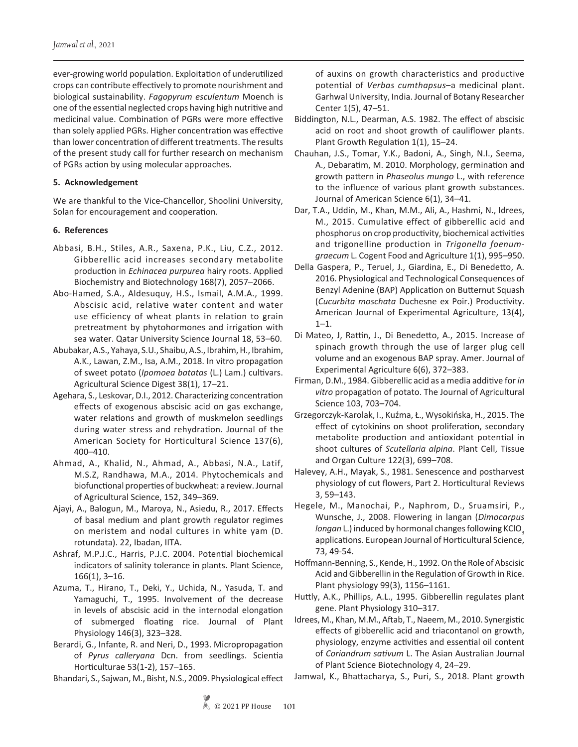ever-growing world population. Exploitation of underutilized crops can contribute effectively to promote nourishment and biological sustainability. *Fagopyrum esculentum* Moench is one of the essential neglected crops having high nutritive and medicinal value. Combination of PGRs were more effective than solely applied PGRs. Higher concentration was effective than lower concentration of different treatments. The results of the present study call for further research on mechanism of PGRs action by using molecular approaches.

## 5. Acknowledgement

We are thankful to the Vice-Chancellor, Shoolini University, Solan for encouragement and cooperation.

## 6. References

Abbasi, B.H., Stiles, A.R., Saxena, P.K., Liu, C.Z., 2012. Gibberellic acid increases secondary metabolite production in *Echinacea purpurea* hairy roots. Applied Biochemistry and Biotechnology 168(7), 2057–2066.

Abo-Hamed, S.A., Aldesuquy, H.S., Ismail, A.M.A., 1999. Abscisic acid, relative water content and water use efficiency of wheat plants in relation to grain pretreatment by phytohormones and irrigation with sea water. Qatar University Science Journal 18, 53–60.

Abubakar, A.S., Yahaya, S.U., Shaibu, A.S., Ibrahim, H., Ibrahim, A.K., Lawan, Z.M., Isa, A.M., 2018. In vitro propagation of sweet potato (*Ipomoea batatas* (L.) Lam.) cultivars. Agricultural Science Digest 38(1), 17–21.

Agehara, S., Leskovar, D.I., 2012. Characterizing concentration effects of exogenous abscisic acid on gas exchange, water relations and growth of muskmelon seedlings during water stress and rehydration. Journal of the American Society for Horticultural Science 137(6), 400–410.

Ahmad, A., Khalid, N., Ahmad, A., Abbasi, N.A., Latif, M.S.Z, Randhawa, M.A., 2014. Phytochemicals and biofunctional properties of buckwheat: a review. Journal of Agricultural Science, 152, 349–369.

Ajayi, A., Balogun, M., Maroya, N., Asiedu, R., 2017. Effects of basal medium and plant growth regulator regimes on meristem and nodal cultures in white yam (D. rotundata). 22, Ibadan, IITA.

Ashraf, M.P.J.C., Harris, P.J.C. 2004. Potential biochemical indicators of salinity tolerance in plants. Plant Science, 166(1), 3–16.

Azuma, T., Hirano, T., Deki, Y., Uchida, N., Yasuda, T. and Yamaguchi, T., 1995. Involvement of the decrease in levels of abscisic acid in the internodal elongation of submerged floating rice. Journal of Plant Physiology 146(3), 323–328.

Berardi, G., Infante, R. and Neri, D., 1993. Micropropagation of *Pyrus calleryana* Dcn. from seedlings. Scientia Horticulturae 53(1-2), 157–165.

Bhandari, S., Sajwan, M., Bisht, N.S., 2009. Physiological effect of auxins on growth characteristics and productive potential of *Verbas cumthapsus*–a medicinal plant. Garhwal University, India. Journal of Botany Researcher Center 1(5), 47–51.

Biddington, N.L., Dearman, A.S. 1982. The effect of abscisic acid on root and shoot growth of cauliflower plants. Plant Growth Regulation 1(1), 15–24.

Chauhan, J.S., Tomar, Y.K., Badoni, A., Singh, N.I., Seema, A., Debaratim, M. 2010. Morphology, germination and growth pattern in *Phaseolus mungo* L., with reference to the influence of various plant growth substances. Journal of American Science 6(1), 34–41.

Dar, T.A., Uddin, M., Khan, M.M., Ali, A., Hashmi, N., Idrees, M., 2015. Cumulative effect of gibberellic acid and phosphorus on crop productivity, biochemical activities and trigonelline production in *Trigonella foenum-graecum* L. Cogent Food and Agriculture 1(1), 995–950.

Della Gaspera, P., Teruel, J., Giardina, E., Di Benedetto, A. 2016. Physiological and Technological Consequences of Benzyl Adenine (BAP) Application on Butternut Squash (*Cucurbita moschata* Duchesne ex Poir.) Productivity. American Journal of Experimental Agriculture, 13(4), 1–1.

Di Mateo, J, Rattin, J., Di Benedetto, A., 2015. Increase of spinach growth through the use of larger plug cell volume and an exogenous BAP spray. Amer. Journal of Experimental Agriculture 6(6), 372–383.

Firman, D.M., 1984. Gibberellic acid as a media additive for *in vitro* propagation of potato. The Journal of Agricultural Science 103, 703–704.

Grzegorczyk-Karolak, I., Kuźma, Ł., Wysokińska, H., 2015. The effect of cytokinins on shoot proliferation, secondary metabolite production and antioxidant potential in shoot cultures of *Scutellaria alpina*. Plant Cell, Tissue and Organ Culture 122(3), 699–708.

Halevey, A.H., Mayak, S., 1981. Senescence and postharvest physiology of cut flowers, Part 2. Horticultural Reviews 3, 59–143.

Hegele, M., Manochai, P., Naphrom, D., Sruamsiri, P., Wunsche, J., 2008. Flowering in langan (*Dimocarpus longan* L.) induced by hormonal changes following $KClO_3$ applications. European Journal of Horticultural Science, 73, 49-54.

Hoffmann-Benning, S., Kende, H., 1992. On the Role of Abscisic Acid and Gibberellin in the Regulation of Growth in Rice. Plant physiology 99(3), 1156–1161.

Huttly, A.K., Phillips, A.L., 1995. Gibberellin regulates plant gene. Plant Physiology 310–317.

Idrees, M., Khan, M.M., Aftab, T., Naeem, M., 2010. Synergistic effects of gibberellic acid and triacontanol on growth, physiology, enzyme activities and essential oil content of *Coriandrum sativum* L. The Asian Australian Journal of Plant Science Biotechnology 4, 24–29.

Jamwal, K., Bhattacharya, S., Puri, S., 2018. Plant growth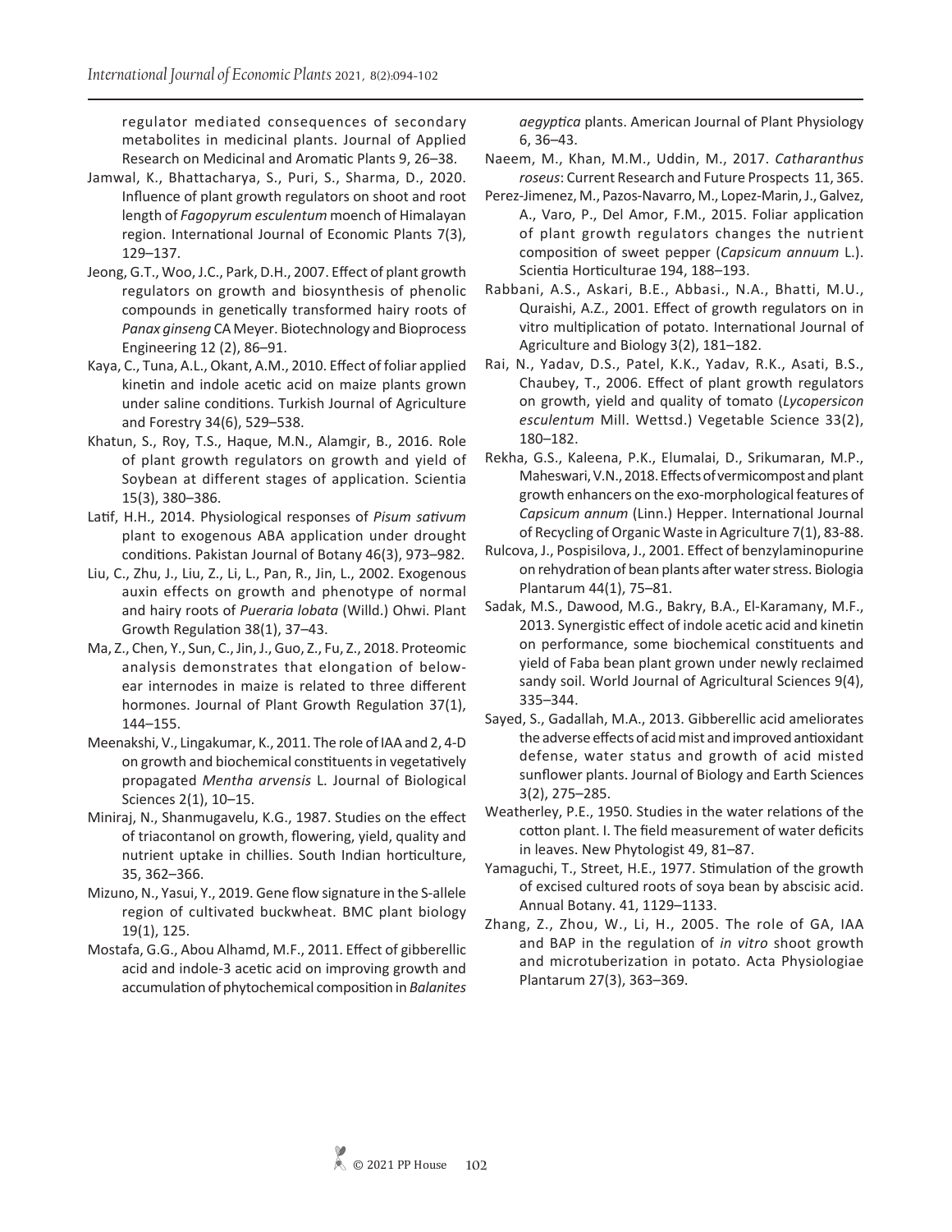regulator mediated consequences of secondary metabolites in medicinal plants. Journal of Applied Research on Medicinal and Aromatic Plants 9, 26–38.

Jamwal, K., Bhattacharya, S., Puri, S., Sharma, D., 2020. Influence of plant growth regulators on shoot and root length of *Fagopyrum esculentum* moench of Himalayan region. International Journal of Economic Plants 7(3), 129–137.

Jeong, G.T., Woo, J.C., Park, D.H., 2007. Effect of plant growth regulators on growth and biosynthesis of phenolic compounds in genetically transformed hairy roots of *Panax ginseng* CA Meyer. Biotechnology and Bioprocess Engineering 12 (2), 86–91.

Kaya, C., Tuna, A.L., Okant, A.M., 2010. Effect of foliar applied kinetin and indole acetic acid on maize plants grown under saline conditions. Turkish Journal of Agriculture and Forestry 34(6), 529–538.

Khatun, S., Roy, T.S., Haque, M.N., Alamgir, B., 2016. Role of plant growth regulators on growth and yield of Soybean at different stages of application. Scientia 15(3), 380–386.

Latif, H.H., 2014. Physiological responses of *Pisum sativum* plant to exogenous ABA application under drought conditions. Pakistan Journal of Botany 46(3), 973–982.

Liu, C., Zhu, J., Liu, Z., Li, L., Pan, R., Jin, L., 2002. Exogenous auxin effects on growth and phenotype of normal and hairy roots of *Pueraria lobata* (Willd.) Ohwi. Plant Growth Regulation 38(1), 37–43.

Ma, Z., Chen, Y., Sun, C., Jin, J., Guo, Z., Fu, Z., 2018. Proteomic analysis demonstrates that elongation of below-ear internodes in maize is related to three different hormones. Journal of Plant Growth Regulation 37(1), 144–155.

Meenakshi, V., Lingakumar, K., 2011. The role of IAA and 2, 4-D on growth and biochemical constituents in vegetatively propagated *Mentha arvensis* L. Journal of Biological Sciences 2(1), 10–15.

Miniraj, N., Shanmugavelu, K.G., 1987. Studies on the effect of triacontanol on growth, flowering, yield, quality and nutrient uptake in chillies. South Indian horticulture, 35, 362–366.

Mizuno, N., Yasui, Y., 2019. Gene flow signature in the S-allele region of cultivated buckwheat. BMC plant biology 19(1), 125.

Mostafa, G.G., Abou Alhamd, M.F., 2011. Effect of gibberellic acid and indole-3 acetic acid on improving growth and accumulation of phytochemical composition in *Balanites aegyptica* plants. American Journal of Plant Physiology 6, 36–43.

Naeem, M., Khan, M.M., Uddin, M., 2017. *Catharanthus roseus*: Current Research and Future Prospects 11, 365.

Perez-Jimenez, M., Pazos-Navarro, M., Lopez-Marin, J., Galvez, A., Varo, P., Del Amor, F.M., 2015. Foliar application of plant growth regulators changes the nutrient composition of sweet pepper (*Capsicum annuum* L.). Scientia Horticulturae 194, 188–193.

Rabbani, A.S., Askari, B.E., Abbasi., N.A., Bhatti, M.U., Quraishi, A.Z., 2001. Effect of growth regulators on in vitro multiplication of potato. International Journal of Agriculture and Biology 3(2), 181–182.

Rai, N., Yadav, D.S., Patel, K.K., Yadav, R.K., Asati, B.S., Chaubey, T., 2006. Effect of plant growth regulators on growth, yield and quality of tomato (*Lycopersicon esculentum* Mill. Wettsd.) Vegetable Science 33(2), 180–182.

Rekha, G.S., Kaleena, P.K., Elumalai, D., Srikumaran, M.P., Maheswari, V.N., 2018. Effects of vermicompost and plant growth enhancers on the exo-morphological features of *Capsicum annum* (Linn.) Hepper. International Journal of Recycling of Organic Waste in Agriculture 7(1), 83-88.

Rulcova, J., Pospisilova, J., 2001. Effect of benzylaminopurine on rehydration of bean plants after water stress. Biologia Plantarum 44(1), 75–81.

Sadak, M.S., Dawood, M.G., Bakry, B.A., El-Karamany, M.F., 2013. Synergistic effect of indole acetic acid and kinetin on performance, some biochemical constituents and yield of Faba bean plant grown under newly reclaimed sandy soil. World Journal of Agricultural Sciences 9(4), 335–344.

Sayed, S., Gadallah, M.A., 2013. Gibberellic acid ameliorates the adverse effects of acid mist and improved antioxidant defense, water status and growth of acid misted sunflower plants. Journal of Biology and Earth Sciences 3(2), 275–285.

Weatherley, P.E., 1950. Studies in the water relations of the cotton plant. I. The field measurement of water deficits in leaves. New Phytologist 49, 81–87.

Yamaguchi, T., Street, H.E., 1977. Stimulation of the growth of excised cultured roots of soya bean by abscisic acid. Annual Botany. 41, 1129–1133.

Zhang, Z., Zhou, W., Li, H., 2005. The role of GA, IAA and BAP in the regulation of *in vitro* shoot growth and microtuberization in potato. Acta Physiologiae Plantarum 27(3), 363–369.